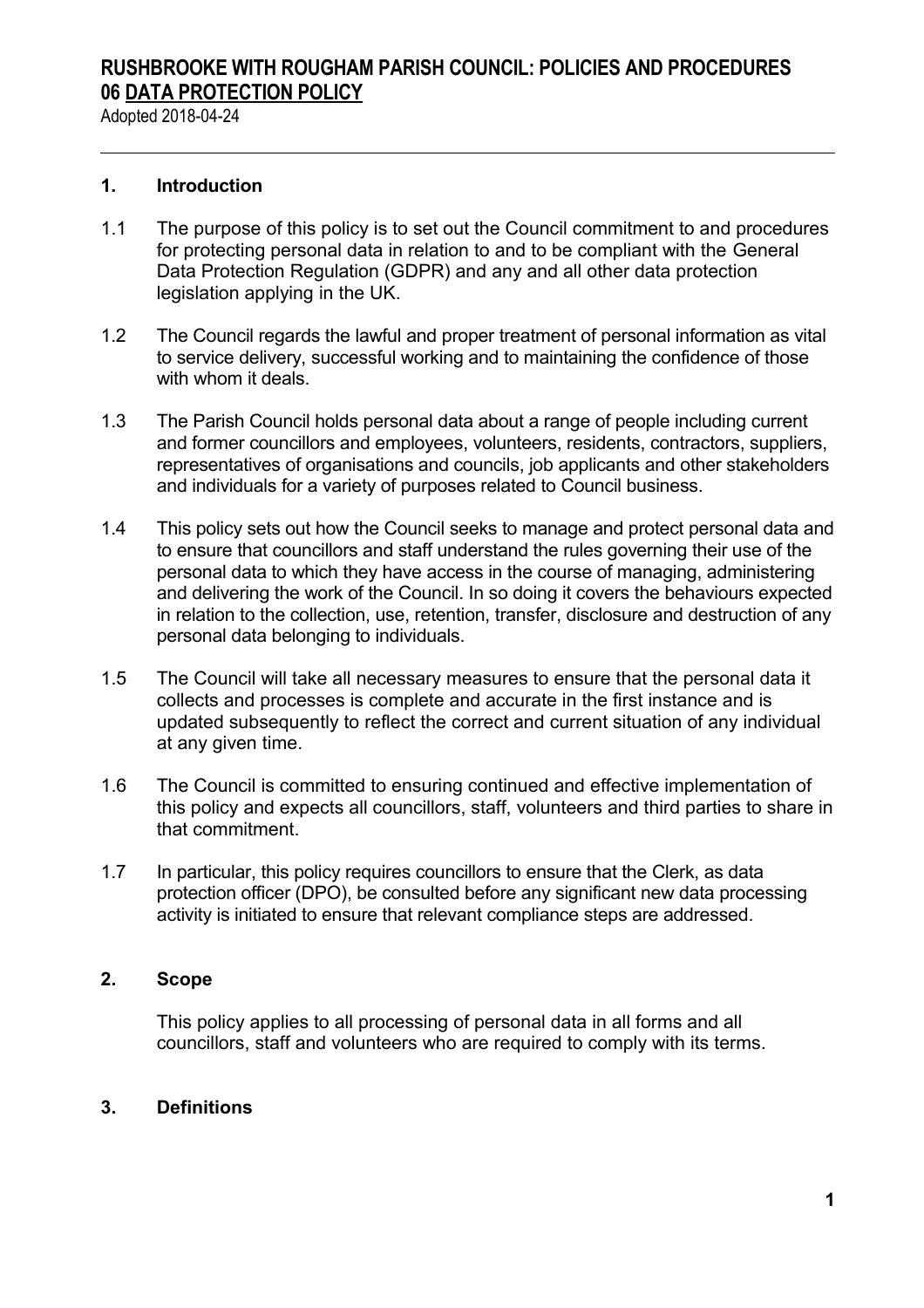# RUSHBROOKE WITH ROUGHAM PARISH COUNCIL: POLICIES AND PROCEDURES

## 06 DATA PROTECTION POLICY

Adopted 2018-04-24

---

### 1. Introduction

1.1 The purpose of this policy is to set out the Council commitment to and procedures for protecting personal data in relation to and to be compliant with the General Data Protection Regulation (GDPR) and any and all other data protection legislation applying in the UK.

1.2 The Council regards the lawful and proper treatment of personal information as vital to service delivery, successful working and to maintaining the confidence of those with whom it deals.

1.3 The Parish Council holds personal data about a range of people including current and former councillors and employees, volunteers, residents, contractors, suppliers, representatives of organisations and councils, job applicants and other stakeholders and individuals for a variety of purposes related to Council business.

1.4 This policy sets out how the Council seeks to manage and protect personal data and to ensure that councillors and staff understand the rules governing their use of the personal data to which they have access in the course of managing, administering and delivering the work of the Council. In so doing it covers the behaviours expected in relation to the collection, use, retention, transfer, disclosure and destruction of any personal data belonging to individuals.

1.5 The Council will take all necessary measures to ensure that the personal data it collects and processes is complete and accurate in the first instance and is updated subsequently to reflect the correct and current situation of any individual at any given time.

1.6 The Council is committed to ensuring continued and effective implementation of this policy and expects all councillors, staff, volunteers and third parties to share in that commitment.

1.7 In particular, this policy requires councillors to ensure that the Clerk, as data protection officer (DPO), be consulted before any significant new data processing activity is initiated to ensure that relevant compliance steps are addressed.

### 2. Scope

This policy applies to all processing of personal data in all forms and all councillors, staff and volunteers who are required to comply with its terms.

### 3. Definitions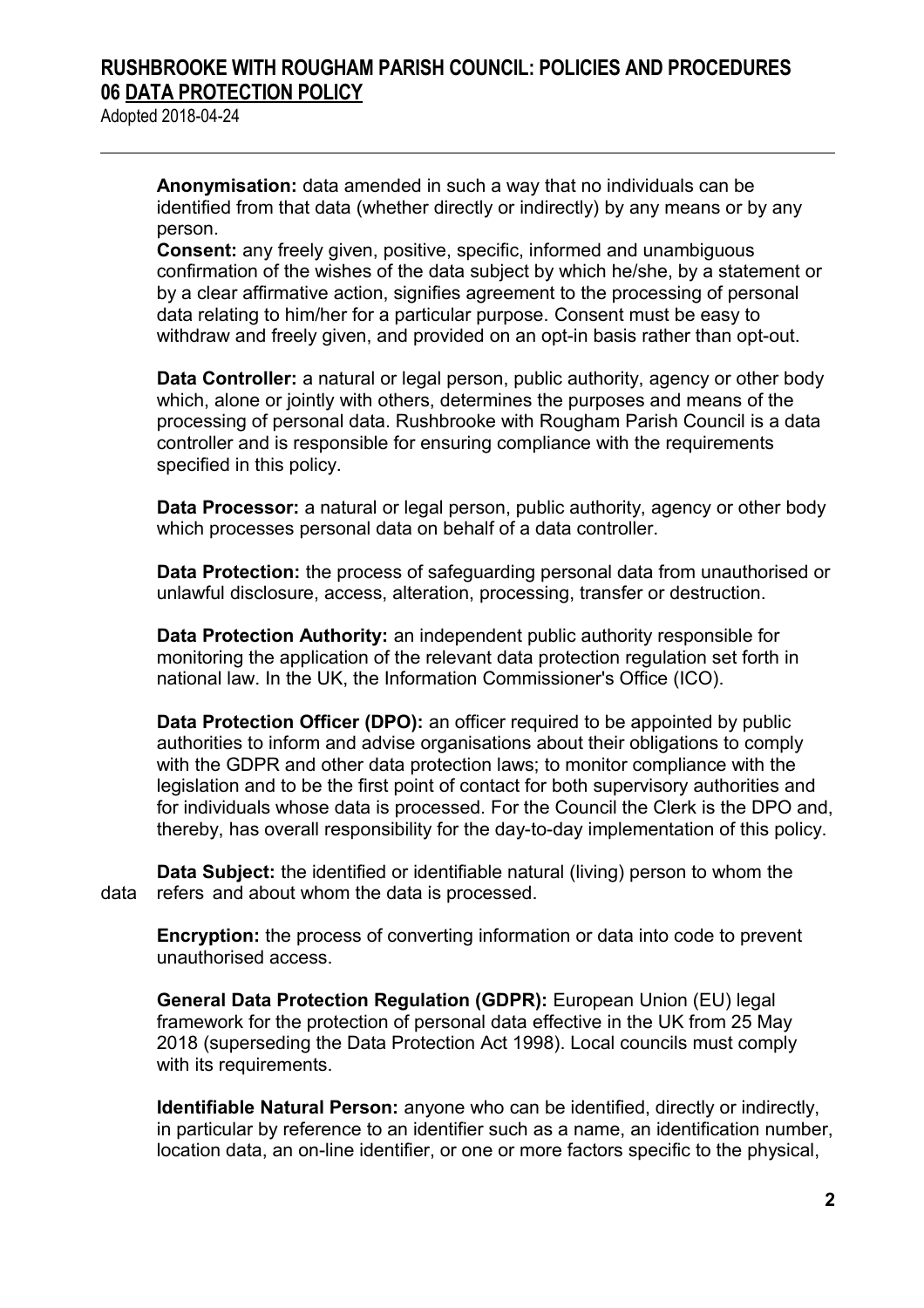**Anonymisation:** data amended in such a way that no individuals can be identified from that data (whether directly or indirectly) by any means or by any person.

**Consent:** any freely given, positive, specific, informed and unambiguous confirmation of the wishes of the data subject by which he/she, by a statement or by a clear affirmative action, signifies agreement to the processing of personal data relating to him/her for a particular purpose. Consent must be easy to withdraw and freely given, and provided on an opt-in basis rather than opt-out.

**Data Controller:** a natural or legal person, public authority, agency or other body which, alone or jointly with others, determines the purposes and means of the processing of personal data. Rushbrooke with Rougham Parish Council is a data controller and is responsible for ensuring compliance with the requirements specified in this policy.

**Data Processor:** a natural or legal person, public authority, agency or other body which processes personal data on behalf of a data controller.

**Data Protection:** the process of safeguarding personal data from unauthorised or unlawful disclosure, access, alteration, processing, transfer or destruction.

**Data Protection Authority:** an independent public authority responsible for monitoring the application of the relevant data protection regulation set forth in national law. In the UK, the Information Commissioner's Office (ICO).

**Data Protection Officer (DPO):** an officer required to be appointed by public authorities to inform and advise organisations about their obligations to comply with the GDPR and other data protection laws; to monitor compliance with the legislation and to be the first point of contact for both supervisory authorities and for individuals whose data is processed. For the Council the Clerk is the DPO and, thereby, has overall responsibility for the day-to-day implementation of this policy.

**Data Subject:** the identified or identifiable natural (living) person to whom the data refers and about whom the data is processed.

**Encryption:** the process of converting information or data into code to prevent unauthorised access.

**General Data Protection Regulation (GDPR):** European Union (EU) legal framework for the protection of personal data effective in the UK from 25 May 2018 (superseding the Data Protection Act 1998). Local councils must comply with its requirements.

**Identifiable Natural Person:** anyone who can be identified, directly or indirectly, in particular by reference to an identifier such as a name, an identification number, location data, an on-line identifier, or one or more factors specific to the physical,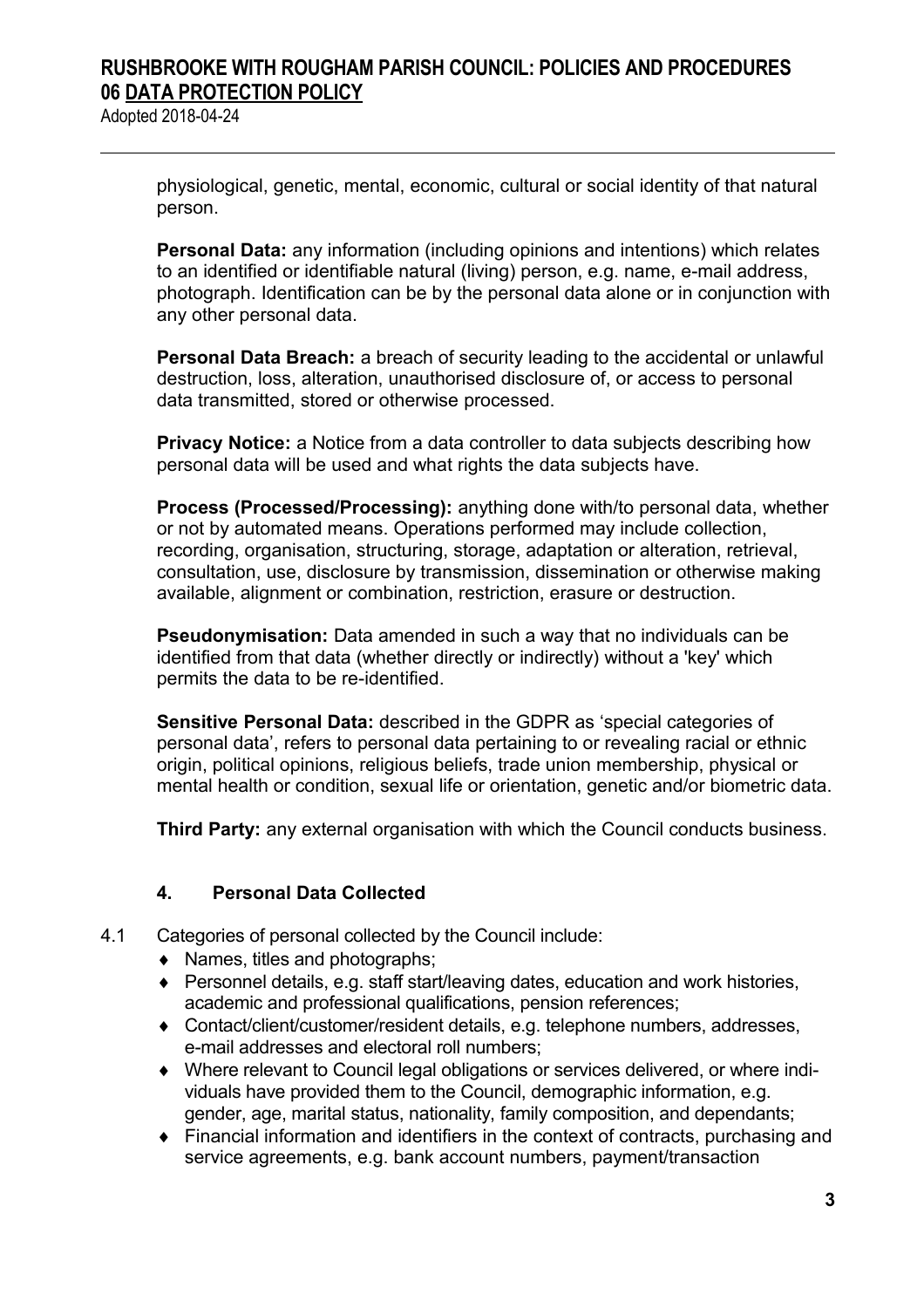physiological, genetic, mental, economic, cultural or social identity of that natural person.

**Personal Data:** any information (including opinions and intentions) which relates to an identified or identifiable natural (living) person, e.g. name, e-mail address, photograph. Identification can be by the personal data alone or in conjunction with any other personal data.

**Personal Data Breach:** a breach of security leading to the accidental or unlawful destruction, loss, alteration, unauthorised disclosure of, or access to personal data transmitted, stored or otherwise processed.

**Privacy Notice:** a Notice from a data controller to data subjects describing how personal data will be used and what rights the data subjects have.

**Process (Processed/Processing):** anything done with/to personal data, whether or not by automated means. Operations performed may include collection, recording, organisation, structuring, storage, adaptation or alteration, retrieval, consultation, use, disclosure by transmission, dissemination or otherwise making available, alignment or combination, restriction, erasure or destruction.

**Pseudonymisation:** Data amended in such a way that no individuals can be identified from that data (whether directly or indirectly) without a 'key' which permits the data to be re-identified.

**Sensitive Personal Data:** described in the GDPR as 'special categories of personal data', refers to personal data pertaining to or revealing racial or ethnic origin, political opinions, religious beliefs, trade union membership, physical or mental health or condition, sexual life or orientation, genetic and/or biometric data.

**Third Party:** any external organisation with which the Council conducts business.

## 4. Personal Data Collected

4.1 Categories of personal collected by the Council include:

- Names, titles and photographs;
- Personnel details, e.g. staff start/leaving dates, education and work histories, academic and professional qualifications, pension references;
- Contact/client/customer/resident details, e.g. telephone numbers, addresses, e-mail addresses and electoral roll numbers;
- Where relevant to Council legal obligations or services delivered, or where individuals have provided them to the Council, demographic information, e.g. gender, age, marital status, nationality, family composition, and dependants;
- Financial information and identifiers in the context of contracts, purchasing and service agreements, e.g. bank account numbers, payment/transaction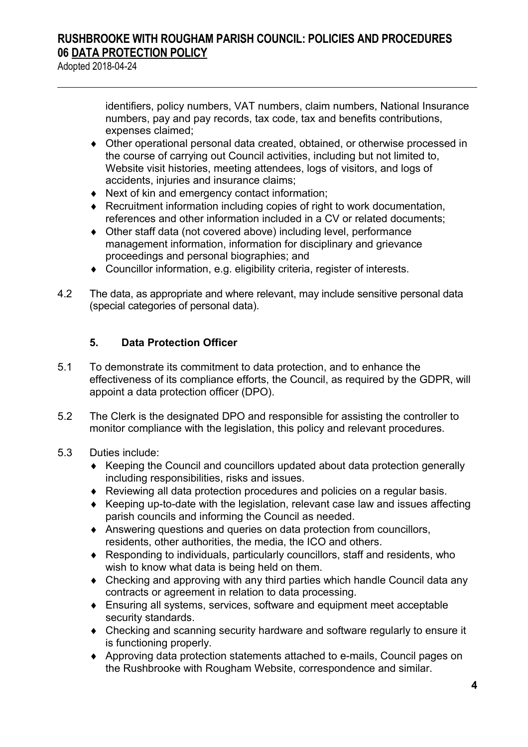identifiers, policy numbers, VAT numbers, claim numbers, National Insurance numbers, pay and pay records, tax code, tax and benefits contributions, expenses claimed;

- Other operational personal data created, obtained, or otherwise processed in the course of carrying out Council activities, including but not limited to, Website visit histories, meeting attendees, logs of visitors, and logs of accidents, injuries and insurance claims;
- Next of kin and emergency contact information;
- Recruitment information including copies of right to work documentation, references and other information included in a CV or related documents;
- Other staff data (not covered above) including level, performance management information, information for disciplinary and grievance proceedings and personal biographies; and
- Councillor information, e.g. eligibility criteria, register of interests.

4.2 The data, as appropriate and where relevant, may include sensitive personal data (special categories of personal data).

### 5. Data Protection Officer

5.1 To demonstrate its commitment to data protection, and to enhance the effectiveness of its compliance efforts, the Council, as required by the GDPR, will appoint a data protection officer (DPO).

5.2 The Clerk is the designated DPO and responsible for assisting the controller to monitor compliance with the legislation, this policy and relevant procedures.

5.3 Duties include:

- Keeping the Council and councillors updated about data protection generally including responsibilities, risks and issues.
- Reviewing all data protection procedures and policies on a regular basis.
- Keeping up-to-date with the legislation, relevant case law and issues affecting parish councils and informing the Council as needed.
- Answering questions and queries on data protection from councillors, residents, other authorities, the media, the ICO and others.
- Responding to individuals, particularly councillors, staff and residents, who wish to know what data is being held on them.
- Checking and approving with any third parties which handle Council data any contracts or agreement in relation to data processing.
- Ensuring all systems, services, software and equipment meet acceptable security standards.
- Checking and scanning security hardware and software regularly to ensure it is functioning properly.
- Approving data protection statements attached to e-mails, Council pages on the Rushbrooke with Rougham Website, correspondence and similar.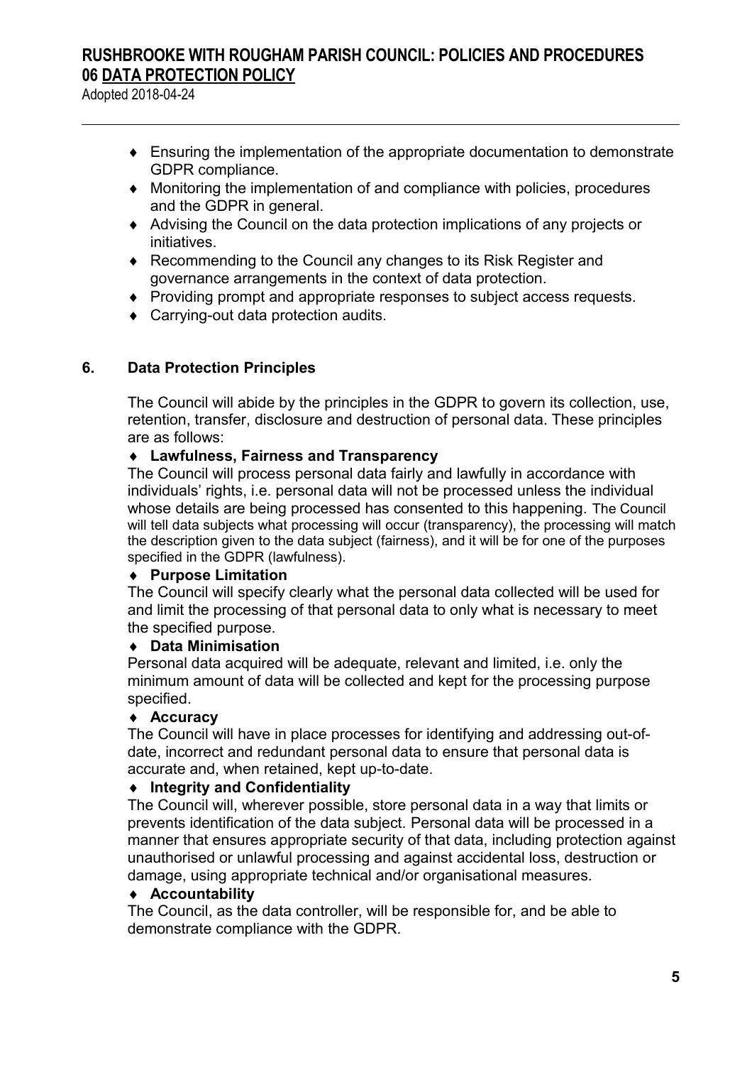- Ensuring the implementation of the appropriate documentation to demonstrate GDPR compliance.
- Monitoring the implementation of and compliance with policies, procedures and the GDPR in general.
- Advising the Council on the data protection implications of any projects or initiatives.
- Recommending to the Council any changes to its Risk Register and governance arrangements in the context of data protection.
- Providing prompt and appropriate responses to subject access requests.
- Carrying-out data protection audits.

## 6. Data Protection Principles

The Council will abide by the principles in the GDPR to govern its collection, use, retention, transfer, disclosure and destruction of personal data. These principles are as follows:

- **Lawfulness, Fairness and Transparency**

The Council will process personal data fairly and lawfully in accordance with individuals' rights, i.e. personal data will not be processed unless the individual whose details are being processed has consented to this happening. The Council will tell data subjects what processing will occur (transparency), the processing will match the description given to the data subject (fairness), and it will be for one of the purposes specified in the GDPR (lawfulness).

- **Purpose Limitation**

The Council will specify clearly what the personal data collected will be used for and limit the processing of that personal data to only what is necessary to meet the specified purpose.

- **Data Minimisation**

Personal data acquired will be adequate, relevant and limited, i.e. only the minimum amount of data will be collected and kept for the processing purpose specified.

- **Accuracy**

The Council will have in place processes for identifying and addressing out-of-date, incorrect and redundant personal data to ensure that personal data is accurate and, when retained, kept up-to-date.

- **Integrity and Confidentiality**

The Council will, wherever possible, store personal data in a way that limits or prevents identification of the data subject. Personal data will be processed in a manner that ensures appropriate security of that data, including protection against unauthorised or unlawful processing and against accidental loss, destruction or damage, using appropriate technical and/or organisational measures.

- **Accountability**

The Council, as the data controller, will be responsible for, and be able to demonstrate compliance with the GDPR.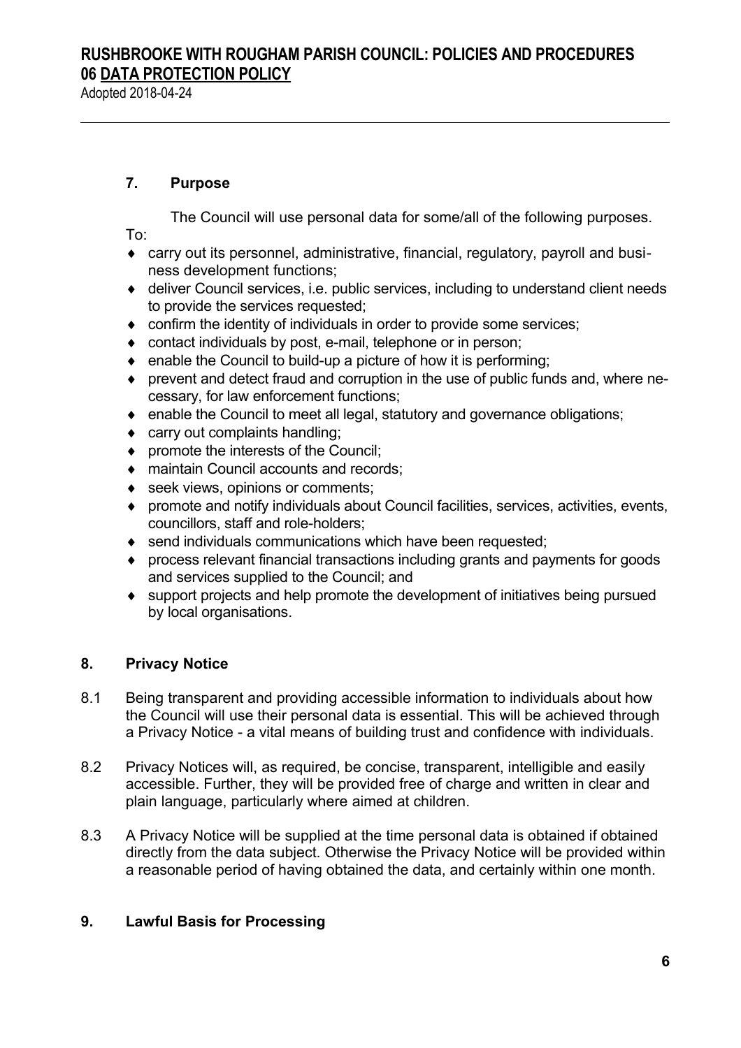## 7. Purpose

The Council will use personal data for some/all of the following purposes. To:

- carry out its personnel, administrative, financial, regulatory, payroll and business development functions;
- deliver Council services, i.e. public services, including to understand client needs to provide the services requested;
- confirm the identity of individuals in order to provide some services;
- contact individuals by post, e-mail, telephone or in person;
- enable the Council to build-up a picture of how it is performing;
- prevent and detect fraud and corruption in the use of public funds and, where necessary, for law enforcement functions;
- enable the Council to meet all legal, statutory and governance obligations;
- carry out complaints handling;
- promote the interests of the Council;
- maintain Council accounts and records;
- seek views, opinions or comments;
- promote and notify individuals about Council facilities, services, activities, events, councillors, staff and role-holders;
- send individuals communications which have been requested;
- process relevant financial transactions including grants and payments for goods and services supplied to the Council; and
- support projects and help promote the development of initiatives being pursued by local organisations.

## 8. Privacy Notice

8.1 Being transparent and providing accessible information to individuals about how the Council will use their personal data is essential. This will be achieved through a Privacy Notice - a vital means of building trust and confidence with individuals.

8.2 Privacy Notices will, as required, be concise, transparent, intelligible and easily accessible. Further, they will be provided free of charge and written in clear and plain language, particularly where aimed at children.

8.3 A Privacy Notice will be supplied at the time personal data is obtained if obtained directly from the data subject. Otherwise the Privacy Notice will be provided within a reasonable period of having obtained the data, and certainly within one month.

## 9. Lawful Basis for Processing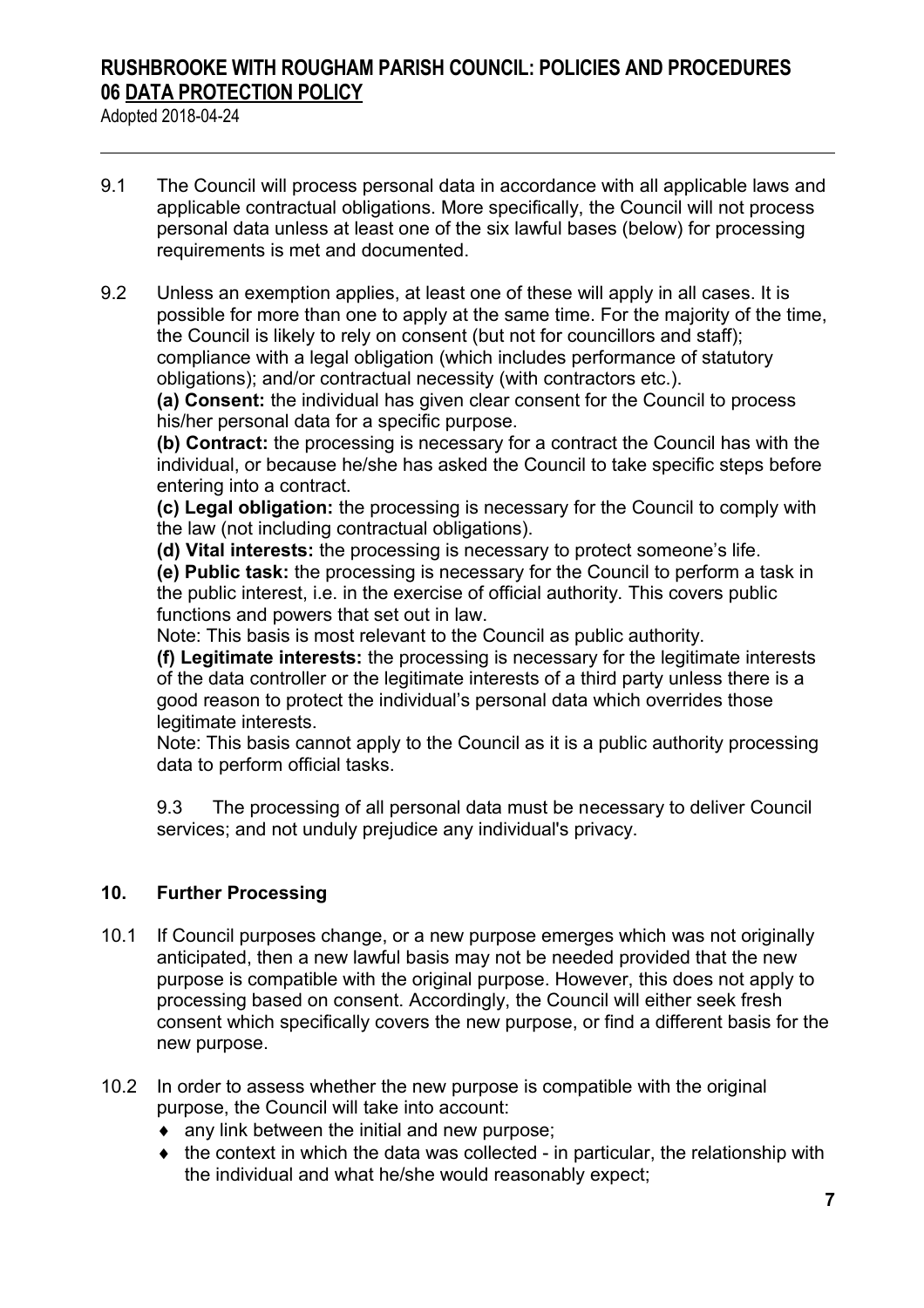9.1 The Council will process personal data in accordance with all applicable laws and applicable contractual obligations. More specifically, the Council will not process personal data unless at least one of the six lawful bases (below) for processing requirements is met and documented.

9.2 Unless an exemption applies, at least one of these will apply in all cases. It is possible for more than one to apply at the same time. For the majority of the time, the Council is likely to rely on consent (but not for councillors and staff); compliance with a legal obligation (which includes performance of statutory obligations); and/or contractual necessity (with contractors etc.).
**(a) Consent:** the individual has given clear consent for the Council to process his/her personal data for a specific purpose.
**(b) Contract:** the processing is necessary for a contract the Council has with the individual, or because he/she has asked the Council to take specific steps before entering into a contract.
**(c) Legal obligation:** the processing is necessary for the Council to comply with the law (not including contractual obligations).
**(d) Vital interests:** the processing is necessary to protect someone's life.
**(e) Public task:** the processing is necessary for the Council to perform a task in the public interest, i.e. in the exercise of official authority. This covers public functions and powers that set out in law.
Note: This basis is most relevant to the Council as public authority.
**(f) Legitimate interests:** the processing is necessary for the legitimate interests of the data controller or the legitimate interests of a third party unless there is a good reason to protect the individual's personal data which overrides those legitimate interests.
Note: This basis cannot apply to the Council as it is a public authority processing data to perform official tasks.

9.3 The processing of all personal data must be necessary to deliver Council services; and not unduly prejudice any individual's privacy.

## 10. Further Processing

10.1 If Council purposes change, or a new purpose emerges which was not originally anticipated, then a new lawful basis may not be needed provided that the new purpose is compatible with the original purpose. However, this does not apply to processing based on consent. Accordingly, the Council will either seek fresh consent which specifically covers the new purpose, or find a different basis for the new purpose.

10.2 In order to assess whether the new purpose is compatible with the original purpose, the Council will take into account:

- any link between the initial and new purpose;
- the context in which the data was collected - in particular, the relationship with the individual and what he/she would reasonably expect;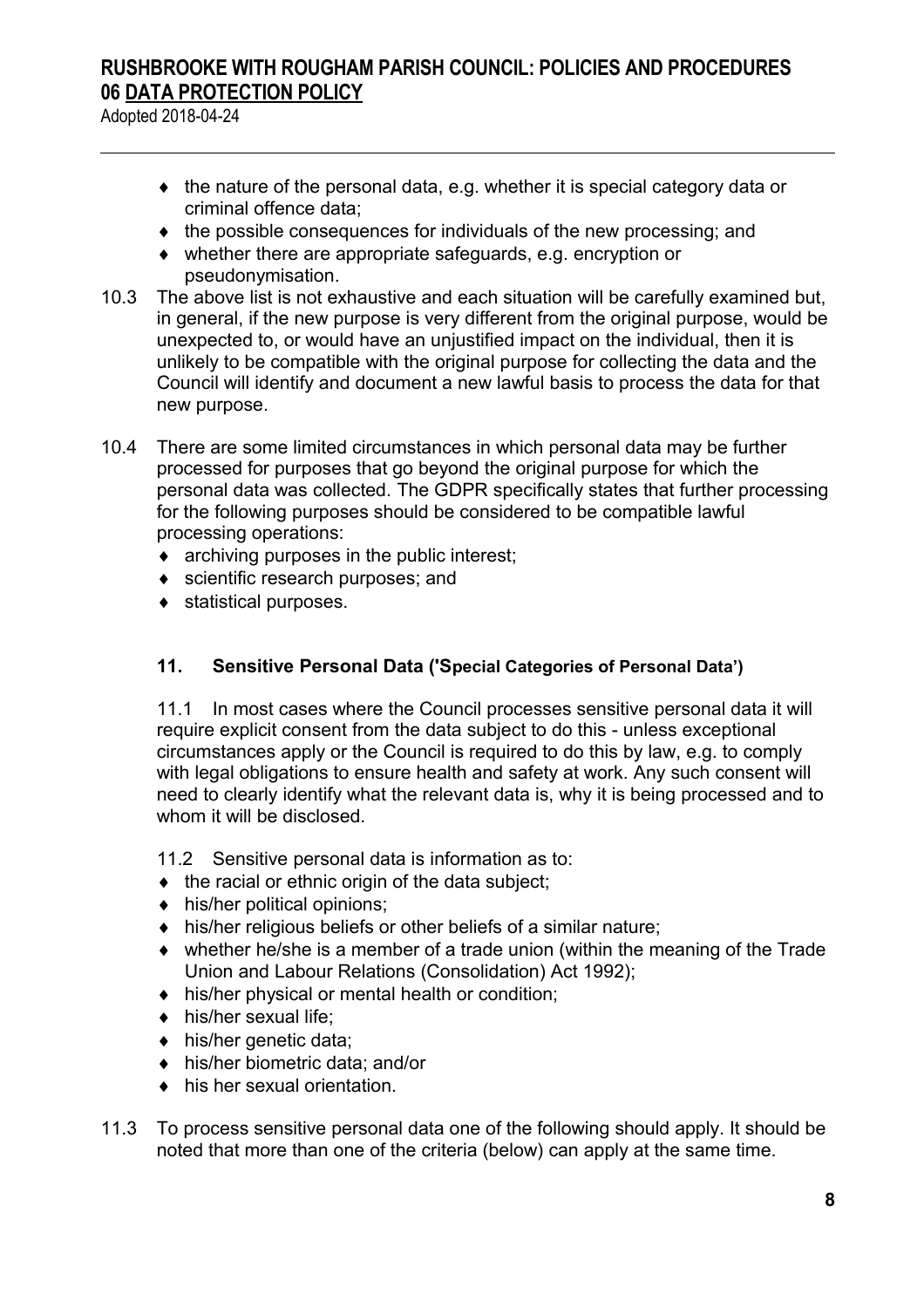- the nature of the personal data, e.g. whether it is special category data or criminal offence data;
- the possible consequences for individuals of the new processing; and
- whether there are appropriate safeguards, e.g. encryption or pseudonymisation.

10.3 The above list is not exhaustive and each situation will be carefully examined but, in general, if the new purpose is very different from the original purpose, would be unexpected to, or would have an unjustified impact on the individual, then it is unlikely to be compatible with the original purpose for collecting the data and the Council will identify and document a new lawful basis to process the data for that new purpose.

10.4 There are some limited circumstances in which personal data may be further processed for purposes that go beyond the original purpose for which the personal data was collected. The GDPR specifically states that further processing for the following purposes should be considered to be compatible lawful processing operations:

- archiving purposes in the public interest;
- scientific research purposes; and
- statistical purposes.

### 11. Sensitive Personal Data ('Special Categories of Personal Data')

11.1 In most cases where the Council processes sensitive personal data it will require explicit consent from the data subject to do this - unless exceptional circumstances apply or the Council is required to do this by law, e.g. to comply with legal obligations to ensure health and safety at work. Any such consent will need to clearly identify what the relevant data is, why it is being processed and to whom it will be disclosed.

11.2 Sensitive personal data is information as to:

- the racial or ethnic origin of the data subject;
- his/her political opinions;
- his/her religious beliefs or other beliefs of a similar nature;
- whether he/she is a member of a trade union (within the meaning of the Trade Union and Labour Relations (Consolidation) Act 1992);
- his/her physical or mental health or condition;
- his/her sexual life;
- his/her genetic data;
- his/her biometric data; and/or
- his her sexual orientation.

11.3 To process sensitive personal data one of the following should apply. It should be noted that more than one of the criteria (below) can apply at the same time.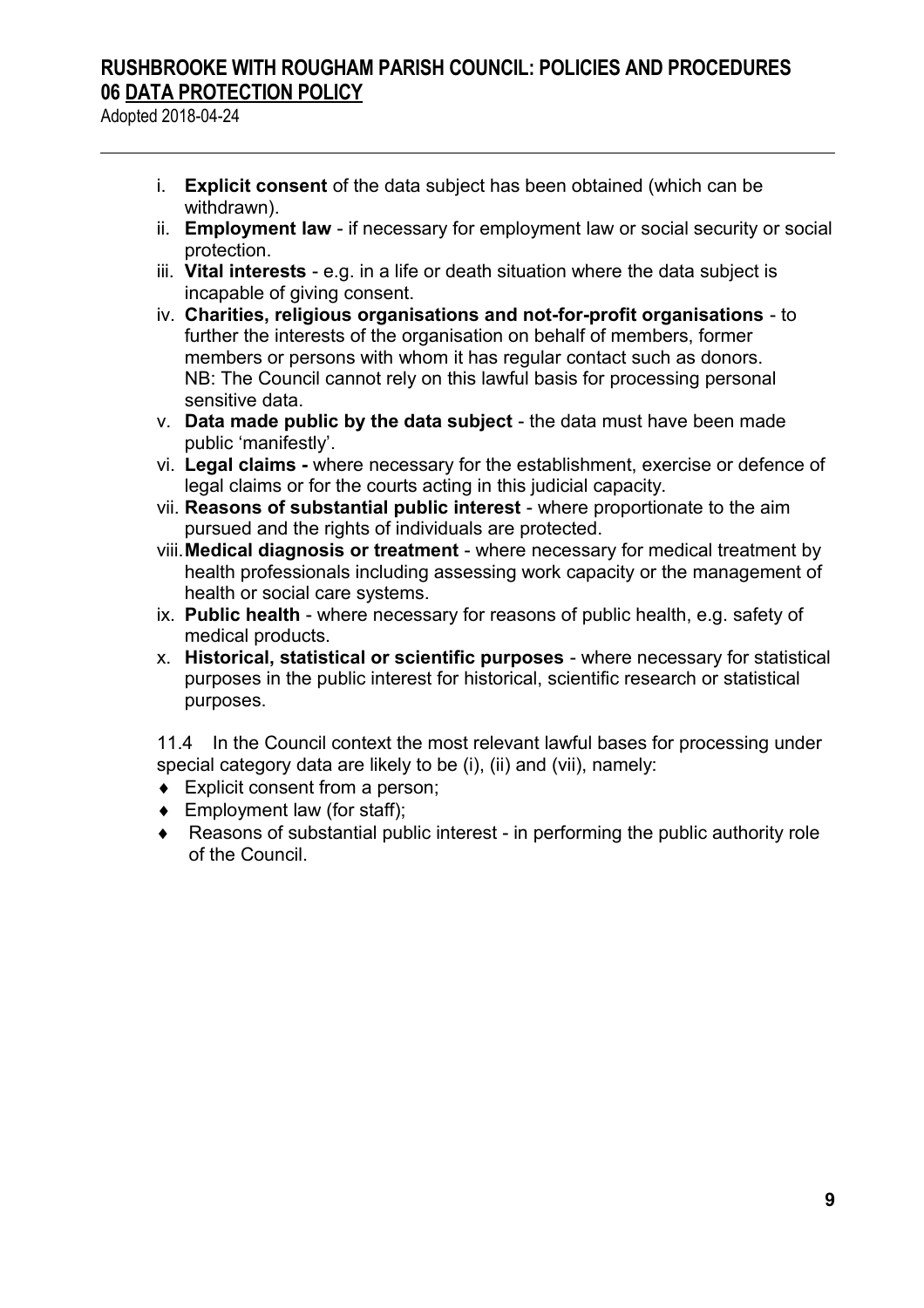i. **Explicit consent** of the data subject has been obtained (which can be withdrawn).
ii. **Employment law** - if necessary for employment law or social security or social protection.
iii. **Vital interests** - e.g. in a life or death situation where the data subject is incapable of giving consent.
iv. **Charities, religious organisations and not-for-profit organisations** - to further the interests of the organisation on behalf of members, former members or persons with whom it has regular contact such as donors. NB: The Council cannot rely on this lawful basis for processing personal sensitive data.
v. **Data made public by the data subject** - the data must have been made public 'manifestly'.
vi. **Legal claims -** where necessary for the establishment, exercise or defence of legal claims or for the courts acting in this judicial capacity.
vii. **Reasons of substantial public interest** - where proportionate to the aim pursued and the rights of individuals are protected.
viii. **Medical diagnosis or treatment** - where necessary for medical treatment by health professionals including assessing work capacity or the management of health or social care systems.
ix. **Public health** - where necessary for reasons of public health, e.g. safety of medical products.
x. **Historical, statistical or scientific purposes** - where necessary for statistical purposes in the public interest for historical, scientific research or statistical purposes.

11.4 In the Council context the most relevant lawful bases for processing under special category data are likely to be (i), (ii) and (vii), namely:

- Explicit consent from a person;
- Employment law (for staff);
- Reasons of substantial public interest - in performing the public authority role of the Council.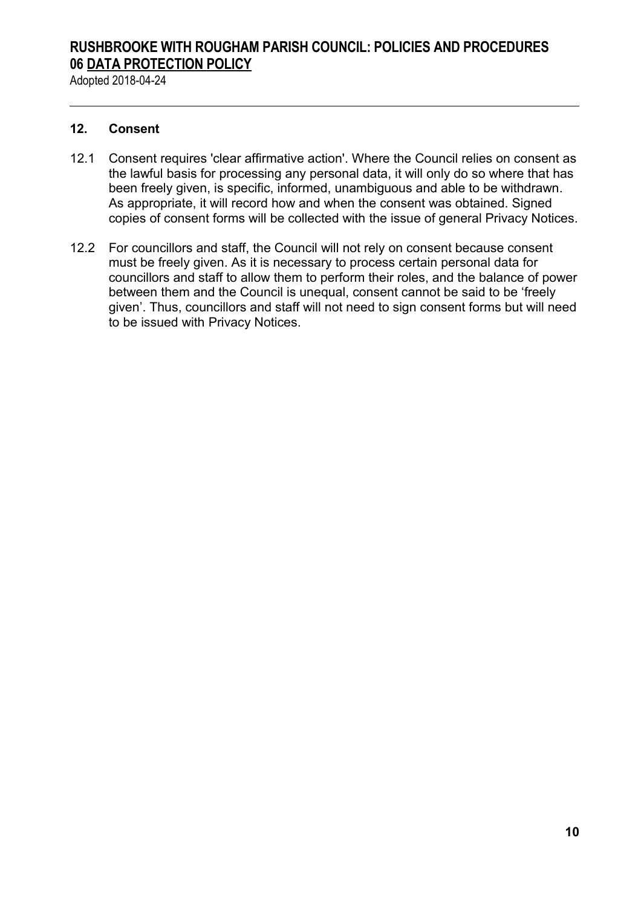## 12. Consent

12.1 Consent requires 'clear affirmative action'. Where the Council relies on consent as the lawful basis for processing any personal data, it will only do so where that has been freely given, is specific, informed, unambiguous and able to be withdrawn. As appropriate, it will record how and when the consent was obtained. Signed copies of consent forms will be collected with the issue of general Privacy Notices.

12.2 For councillors and staff, the Council will not rely on consent because consent must be freely given. As it is necessary to process certain personal data for councillors and staff to allow them to perform their roles, and the balance of power between them and the Council is unequal, consent cannot be said to be 'freely given'. Thus, councillors and staff will not need to sign consent forms but will need to be issued with Privacy Notices.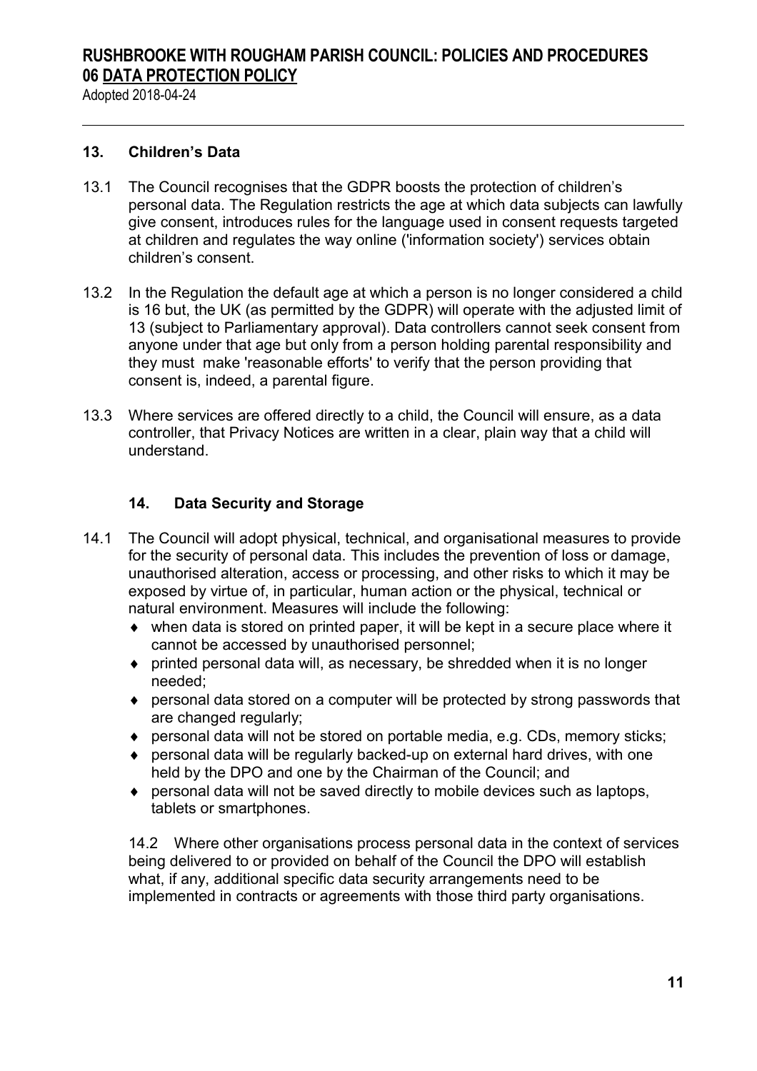## 13. Children's Data

13.1 The Council recognises that the GDPR boosts the protection of children's personal data. The Regulation restricts the age at which data subjects can lawfully give consent, introduces rules for the language used in consent requests targeted at children and regulates the way online ('information society') services obtain children's consent.

13.2 In the Regulation the default age at which a person is no longer considered a child is 16 but, the UK (as permitted by the GDPR) will operate with the adjusted limit of 13 (subject to Parliamentary approval). Data controllers cannot seek consent from anyone under that age but only from a person holding parental responsibility and they must make 'reasonable efforts' to verify that the person providing that consent is, indeed, a parental figure.

13.3 Where services are offered directly to a child, the Council will ensure, as a data controller, that Privacy Notices are written in a clear, plain way that a child will understand.

## 14. Data Security and Storage

14.1 The Council will adopt physical, technical, and organisational measures to provide for the security of personal data. This includes the prevention of loss or damage, unauthorised alteration, access or processing, and other risks to which it may be exposed by virtue of, in particular, human action or the physical, technical or natural environment. Measures will include the following:

- when data is stored on printed paper, it will be kept in a secure place where it cannot be accessed by unauthorised personnel;
- printed personal data will, as necessary, be shredded when it is no longer needed;
- personal data stored on a computer will be protected by strong passwords that are changed regularly;
- personal data will not be stored on portable media, e.g. CDs, memory sticks;
- personal data will be regularly backed-up on external hard drives, with one held by the DPO and one by the Chairman of the Council; and
- personal data will not be saved directly to mobile devices such as laptops, tablets or smartphones.

14.2 Where other organisations process personal data in the context of services being delivered to or provided on behalf of the Council the DPO will establish what, if any, additional specific data security arrangements need to be implemented in contracts or agreements with those third party organisations.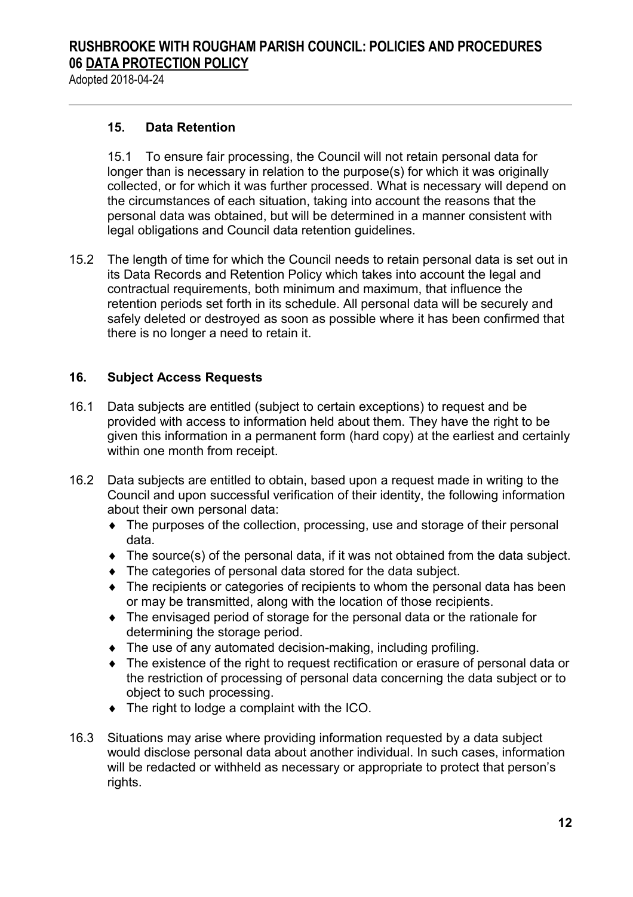## 15. Data Retention

15.1 To ensure fair processing, the Council will not retain personal data for longer than is necessary in relation to the purpose(s) for which it was originally collected, or for which it was further processed. What is necessary will depend on the circumstances of each situation, taking into account the reasons that the personal data was obtained, but will be determined in a manner consistent with legal obligations and Council data retention guidelines.

15.2 The length of time for which the Council needs to retain personal data is set out in its Data Records and Retention Policy which takes into account the legal and contractual requirements, both minimum and maximum, that influence the retention periods set forth in its schedule. All personal data will be securely and safely deleted or destroyed as soon as possible where it has been confirmed that there is no longer a need to retain it.

## 16. Subject Access Requests

16.1 Data subjects are entitled (subject to certain exceptions) to request and be provided with access to information held about them. They have the right to be given this information in a permanent form (hard copy) at the earliest and certainly within one month from receipt.

16.2 Data subjects are entitled to obtain, based upon a request made in writing to the Council and upon successful verification of their identity, the following information about their own personal data:

- The purposes of the collection, processing, use and storage of their personal data.
- The source(s) of the personal data, if it was not obtained from the data subject.
- The categories of personal data stored for the data subject.
- The recipients or categories of recipients to whom the personal data has been or may be transmitted, along with the location of those recipients.
- The envisaged period of storage for the personal data or the rationale for determining the storage period.
- The use of any automated decision-making, including profiling.
- The existence of the right to request rectification or erasure of personal data or the restriction of processing of personal data concerning the data subject or to object to such processing.
- The right to lodge a complaint with the ICO.

16.3 Situations may arise where providing information requested by a data subject would disclose personal data about another individual. In such cases, information will be redacted or withheld as necessary or appropriate to protect that person's rights.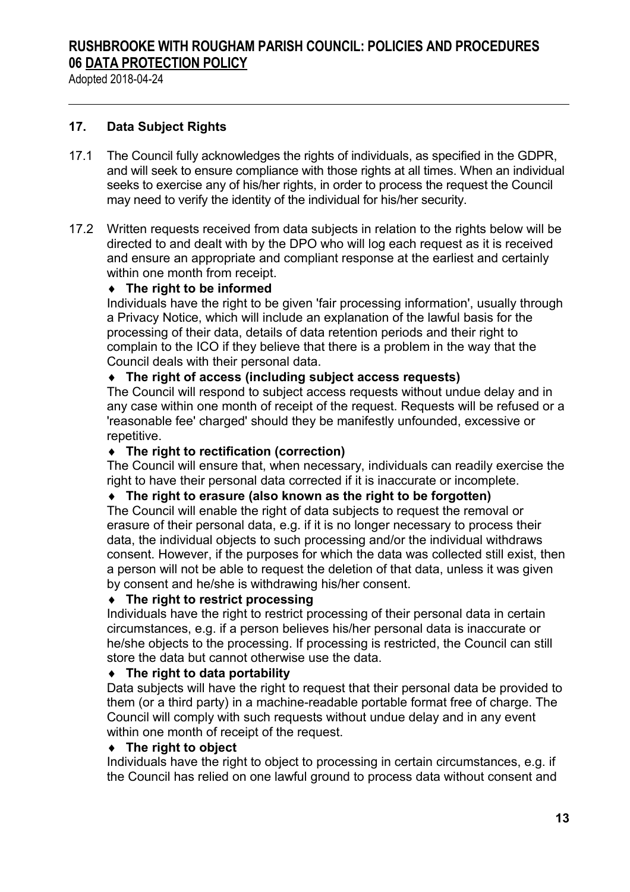## 17. Data Subject Rights

17.1 The Council fully acknowledges the rights of individuals, as specified in the GDPR, and will seek to ensure compliance with those rights at all times. When an individual seeks to exercise any of his/her rights, in order to process the request the Council may need to verify the identity of the individual for his/her security.

17.2 Written requests received from data subjects in relation to the rights below will be directed to and dealt with by the DPO who will log each request as it is received and ensure an appropriate and compliant response at the earliest and certainly within one month from receipt.

- **The right to be informed**
  Individuals have the right to be given 'fair processing information', usually through a Privacy Notice, which will include an explanation of the lawful basis for the processing of their data, details of data retention periods and their right to complain to the ICO if they believe that there is a problem in the way that the Council deals with their personal data.
- **The right of access (including subject access requests)**
  The Council will respond to subject access requests without undue delay and in any case within one month of receipt of the request. Requests will be refused or a 'reasonable fee' charged' should they be manifestly unfounded, excessive or repetitive.
- **The right to rectification (correction)**
  The Council will ensure that, when necessary, individuals can readily exercise the right to have their personal data corrected if it is inaccurate or incomplete.
- **The right to erasure (also known as the right to be forgotten)**
  The Council will enable the right of data subjects to request the removal or erasure of their personal data, e.g. if it is no longer necessary to process their data, the individual objects to such processing and/or the individual withdraws consent. However, if the purposes for which the data was collected still exist, then a person will not be able to request the deletion of that data, unless it was given by consent and he/she is withdrawing his/her consent.
- **The right to restrict processing**
  Individuals have the right to restrict processing of their personal data in certain circumstances, e.g. if a person believes his/her personal data is inaccurate or he/she objects to the processing. If processing is restricted, the Council can still store the data but cannot otherwise use the data.
- **The right to data portability**
  Data subjects will have the right to request that their personal data be provided to them (or a third party) in a machine-readable portable format free of charge. The Council will comply with such requests without undue delay and in any event within one month of receipt of the request.
- **The right to object**
  Individuals have the right to object to processing in certain circumstances, e.g. if the Council has relied on one lawful ground to process data without consent and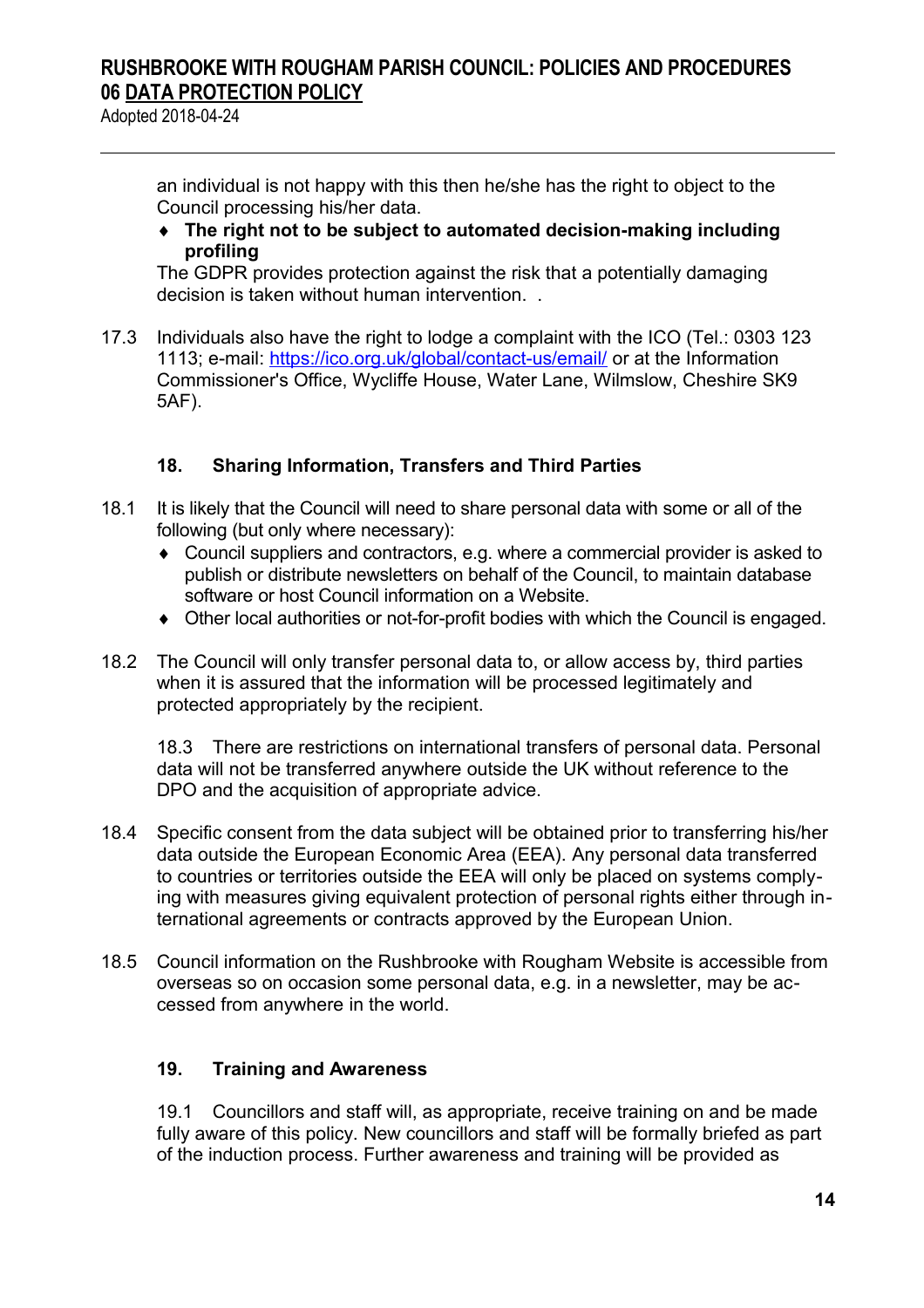an individual is not happy with this then he/she has the right to object to the Council processing his/her data.

- **The right not to be subject to automated decision-making including profiling**

The GDPR provides protection against the risk that a potentially damaging decision is taken without human intervention. .

17.3 Individuals also have the right to lodge a complaint with the ICO (Tel.: 0303 123 1113; e-mail: https://ico.org.uk/global/contact-us/email/ or at the Information Commissioner's Office, Wycliffe House, Water Lane, Wilmslow, Cheshire SK9 5AF).

### 18. Sharing Information, Transfers and Third Parties

18.1 It is likely that the Council will need to share personal data with some or all of the following (but only where necessary):

- Council suppliers and contractors, e.g. where a commercial provider is asked to publish or distribute newsletters on behalf of the Council, to maintain database software or host Council information on a Website.
- Other local authorities or not-for-profit bodies with which the Council is engaged.

18.2 The Council will only transfer personal data to, or allow access by, third parties when it is assured that the information will be processed legitimately and protected appropriately by the recipient.

18.3 There are restrictions on international transfers of personal data. Personal data will not be transferred anywhere outside the UK without reference to the DPO and the acquisition of appropriate advice.

18.4 Specific consent from the data subject will be obtained prior to transferring his/her data outside the European Economic Area (EEA). Any personal data transferred to countries or territories outside the EEA will only be placed on systems complying with measures giving equivalent protection of personal rights either through international agreements or contracts approved by the European Union.

18.5 Council information on the Rushbrooke with Rougham Website is accessible from overseas so on occasion some personal data, e.g. in a newsletter, may be accessed from anywhere in the world.

### 19. Training and Awareness

19.1 Councillors and staff will, as appropriate, receive training on and be made fully aware of this policy. New councillors and staff will be formally briefed as part of the induction process. Further awareness and training will be provided as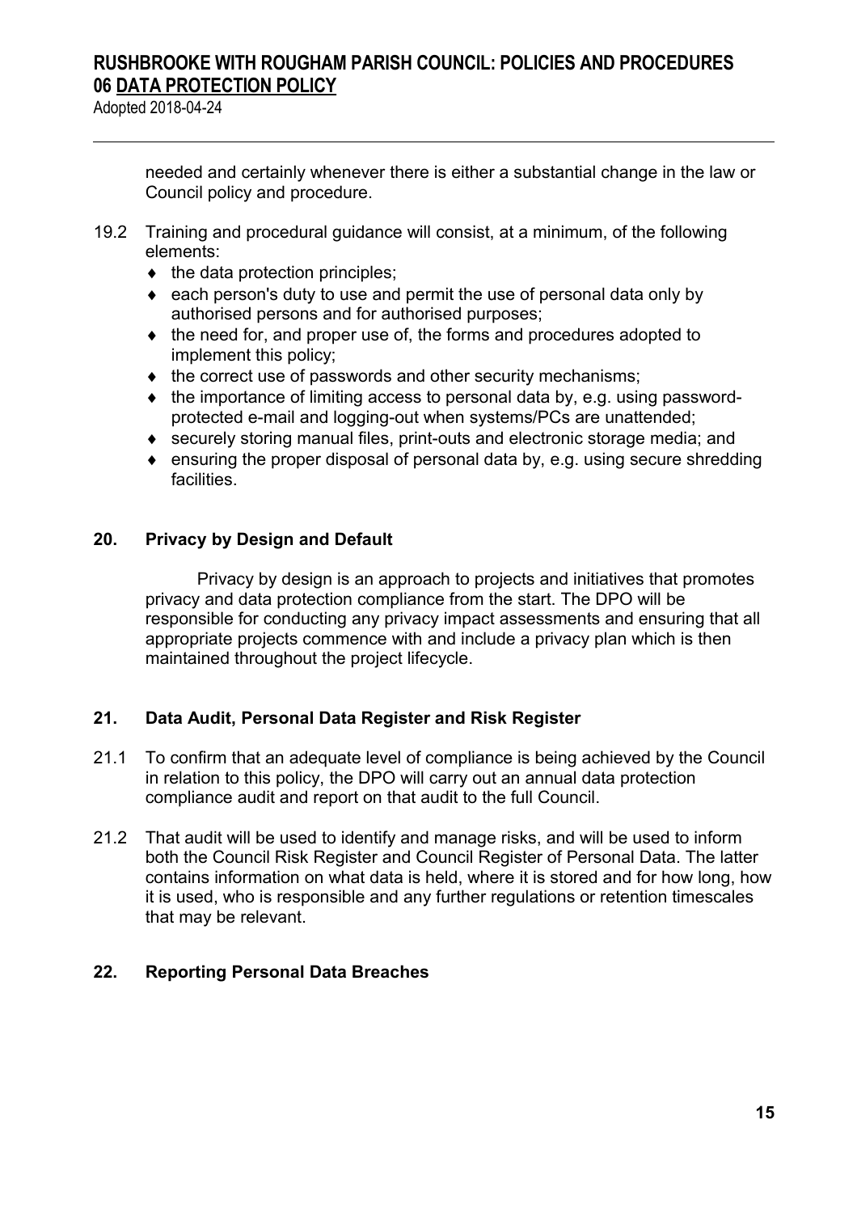needed and certainly whenever there is either a substantial change in the law or Council policy and procedure.

19.2 Training and procedural guidance will consist, at a minimum, of the following elements:

- the data protection principles;
- each person's duty to use and permit the use of personal data only by authorised persons and for authorised purposes;
- the need for, and proper use of, the forms and procedures adopted to implement this policy;
- the correct use of passwords and other security mechanisms;
- the importance of limiting access to personal data by, e.g. using password-protected e-mail and logging-out when systems/PCs are unattended;
- securely storing manual files, print-outs and electronic storage media; and
- ensuring the proper disposal of personal data by, e.g. using secure shredding facilities.

## 20. Privacy by Design and Default

Privacy by design is an approach to projects and initiatives that promotes privacy and data protection compliance from the start. The DPO will be responsible for conducting any privacy impact assessments and ensuring that all appropriate projects commence with and include a privacy plan which is then maintained throughout the project lifecycle.

## 21. Data Audit, Personal Data Register and Risk Register

21.1 To confirm that an adequate level of compliance is being achieved by the Council in relation to this policy, the DPO will carry out an annual data protection compliance audit and report on that audit to the full Council.

21.2 That audit will be used to identify and manage risks, and will be used to inform both the Council Risk Register and Council Register of Personal Data. The latter contains information on what data is held, where it is stored and for how long, how it is used, who is responsible and any further regulations or retention timescales that may be relevant.

## 22. Reporting Personal Data Breaches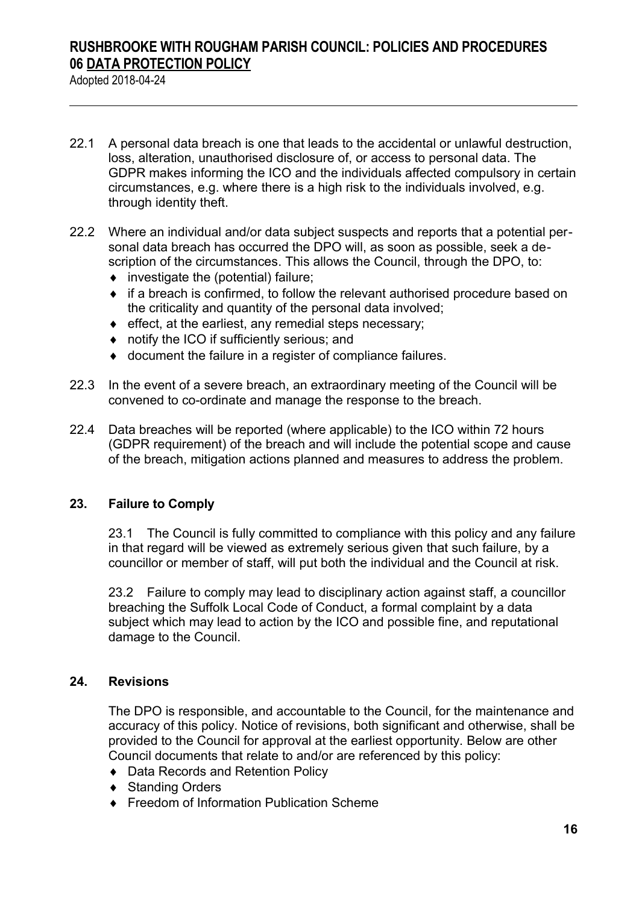22.1 A personal data breach is one that leads to the accidental or unlawful destruction, loss, alteration, unauthorised disclosure of, or access to personal data. The GDPR makes informing the ICO and the individuals affected compulsory in certain circumstances, e.g. where there is a high risk to the individuals involved, e.g. through identity theft.

22.2 Where an individual and/or data subject suspects and reports that a potential personal data breach has occurred the DPO will, as soon as possible, seek a description of the circumstances. This allows the Council, through the DPO, to:

- investigate the (potential) failure;
- if a breach is confirmed, to follow the relevant authorised procedure based on the criticality and quantity of the personal data involved;
- effect, at the earliest, any remedial steps necessary;
- notify the ICO if sufficiently serious; and
- document the failure in a register of compliance failures.

22.3 In the event of a severe breach, an extraordinary meeting of the Council will be convened to co-ordinate and manage the response to the breach.

22.4 Data breaches will be reported (where applicable) to the ICO within 72 hours (GDPR requirement) of the breach and will include the potential scope and cause of the breach, mitigation actions planned and measures to address the problem.

## 23. Failure to Comply

23.1 The Council is fully committed to compliance with this policy and any failure in that regard will be viewed as extremely serious given that such failure, by a councillor or member of staff, will put both the individual and the Council at risk.

23.2 Failure to comply may lead to disciplinary action against staff, a councillor breaching the Suffolk Local Code of Conduct, a formal complaint by a data subject which may lead to action by the ICO and possible fine, and reputational damage to the Council.

## 24. Revisions

The DPO is responsible, and accountable to the Council, for the maintenance and accuracy of this policy. Notice of revisions, both significant and otherwise, shall be provided to the Council for approval at the earliest opportunity. Below are other Council documents that relate to and/or are referenced by this policy:

- Data Records and Retention Policy
- Standing Orders
- Freedom of Information Publication Scheme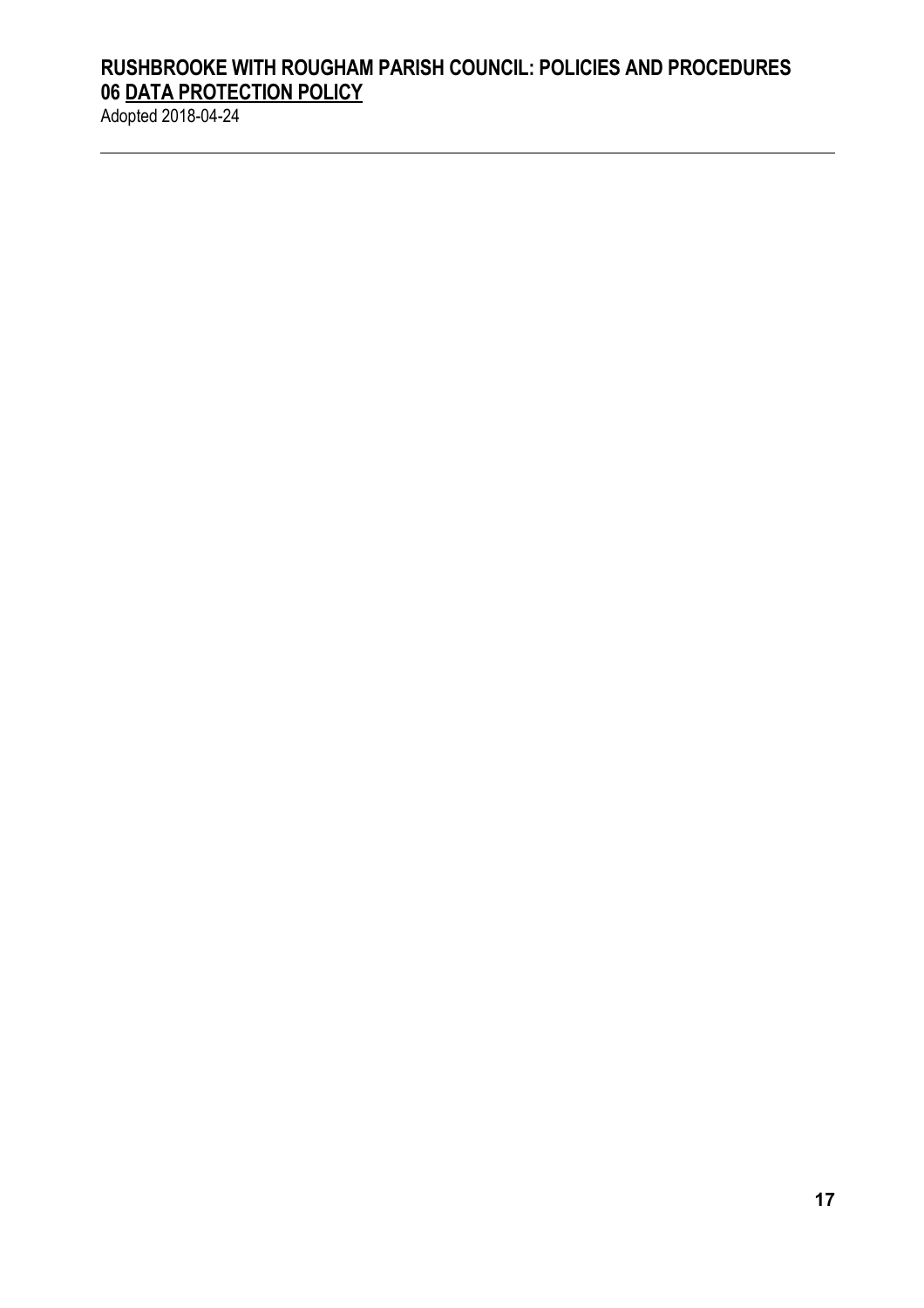## RUSHBROOKE WITH ROUGHAM PARISH COUNCIL: POLICIES AND PROCEDURES

## 06 DATA PROTECTION POLICY

Adopted 2018-04-24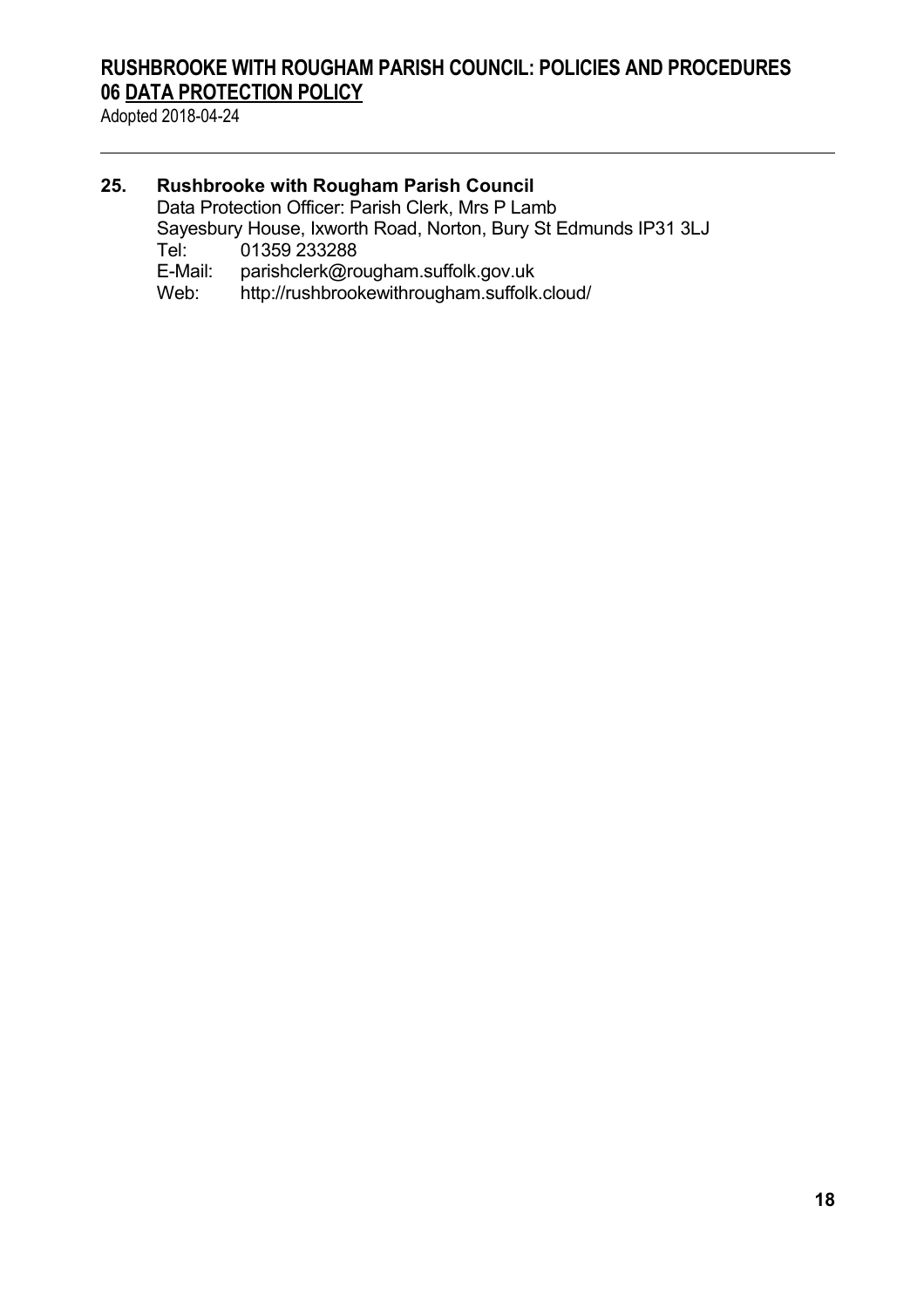## 25. Rushbrooke with Rougham Parish Council

Data Protection Officer: Parish Clerk, Mrs P Lamb
Sayesbury House, Ixworth Road, Norton, Bury St Edmunds IP31 3LJ
Tel: 01359 233288
E-Mail: parishclerk@rougham.suffolk.gov.uk
Web: http://rushbrookewithrougham.suffolk.cloud/